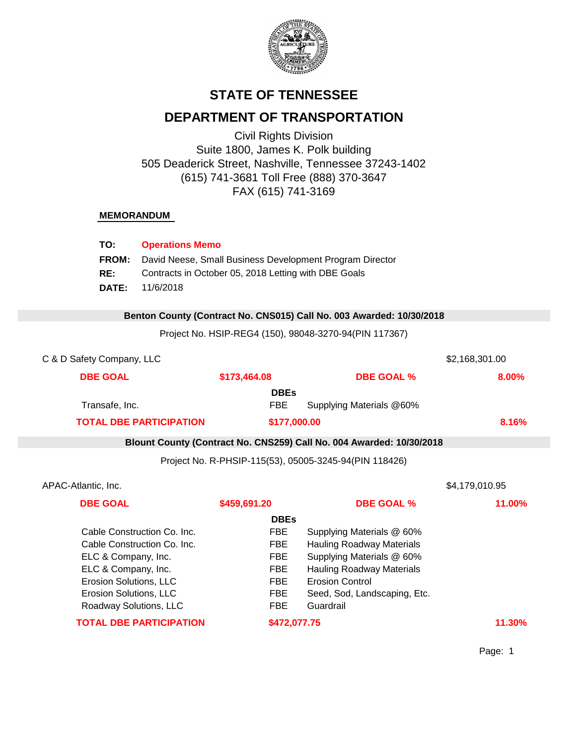# STATE OF TENNESSEE

## DEPARTMENT OF TRANSPORTATION

Civil Rights Division
Suite 1800, James K. Polk building
505 Deaderick Street, Nashville, Tennessee 37243-1402
(615) 741-3681 Toll Free (888) 370-3647
FAX (615) 741-3169

**MEMORANDUM**

**TO:** **Operations Memo**
**FROM:** David Neese, Small Business Development Program Director
**RE:** Contracts in October 05, 2018 Letting with DBE Goals
**DATE:** 11/6/2018

---

**Benton County (Contract No. CNS015) Call No. 003 Awarded: 10/30/2018**

Project No. HSIP-REG4 (150), 98048-3270-94(PIN 117367)

C & D Safety Company, LLC — $2,168,301.00

| **DBE GOAL** | **$173,464.08** | **DBE GOAL %** | **8.00%** |
|---|---|---|---|
| | **DBEs** | | |
| Transafe, Inc. | FBE | Supplying Materials @60% | |
| **TOTAL DBE PARTICIPATION** | **$177,000.00** | | **8.16%** |

---

**Blount County (Contract No. CNS259) Call No. 004 Awarded: 10/30/2018**

Project No. R-PHSIP-115(53), 05005-3245-94(PIN 118426)

APAC-Atlantic, Inc. — $4,179,010.95

| **DBE GOAL** | **$459,691.20** | **DBE GOAL %** | **11.00%** |
|---|---|---|---|
| | **DBEs** | | |
| Cable Construction Co. Inc. | FBE | Supplying Materials @ 60% | |
| Cable Construction Co. Inc. | FBE | Hauling Roadway Materials | |
| ELC & Company, Inc. | FBE | Supplying Materials @ 60% | |
| ELC & Company, Inc. | FBE | Hauling Roadway Materials | |
| Erosion Solutions, LLC | FBE | Erosion Control | |
| Erosion Solutions, LLC | FBE | Seed, Sod, Landscaping, Etc. | |
| Roadway Solutions, LLC | FBE | Guardrail | |
| **TOTAL DBE PARTICIPATION** | **$472,077.75** | | **11.30%** |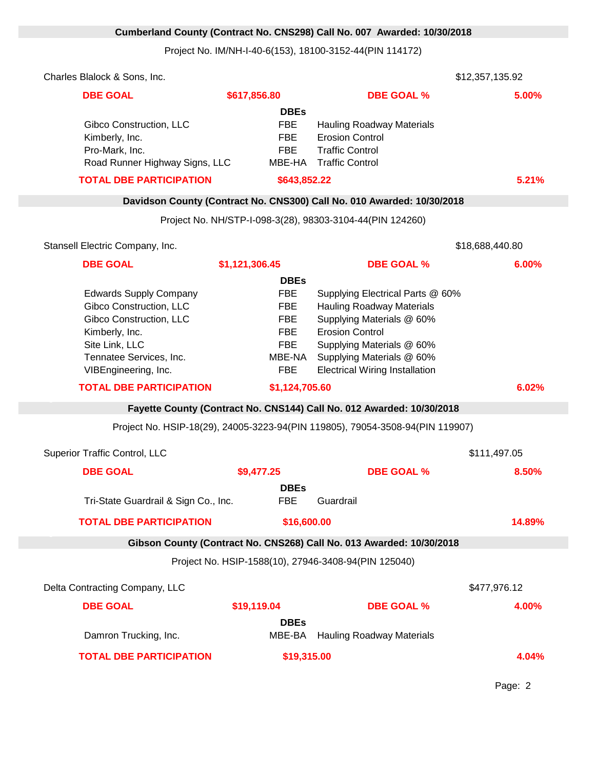## Cumberland County (Contract No. CNS298) Call No. 007 Awarded: 10/30/2018

Project No. IM/NH-I-40-6(153), 18100-3152-44(PIN 114172)

Charles Blalock & Sons, Inc. — $12,357,135.92

**DBE GOAL** $617,856.80 — **DBE GOAL %** 5.00%

**DBEs**

| DBE | Type | Work |
|---|---|---|
| Gibco Construction, LLC | FBE | Hauling Roadway Materials |
| Kimberly, Inc. | FBE | Erosion Control |
| Pro-Mark, Inc. | FBE | Traffic Control |
| Road Runner Highway Signs, LLC | MBE-HA | Traffic Control |

**TOTAL DBE PARTICIPATION** $643,852.22 — 5.21%

## Davidson County (Contract No. CNS300) Call No. 010 Awarded: 10/30/2018

Project No. NH/STP-I-098-3(28), 98303-3104-44(PIN 124260)

Stansell Electric Company, Inc. — $18,688,440.80

**DBE GOAL** $1,121,306.45 — **DBE GOAL %** 6.00%

**DBEs**

| DBE | Type | Work |
|---|---|---|
| Edwards Supply Company | FBE | Supplying Electrical Parts @ 60% |
| Gibco Construction, LLC | FBE | Hauling Roadway Materials |
| Gibco Construction, LLC | FBE | Supplying Materials @ 60% |
| Kimberly, Inc. | FBE | Erosion Control |
| Site Link, LLC | FBE | Supplying Materials @ 60% |
| Tennatee Services, Inc. | MBE-NA | Supplying Materials @ 60% |
| VIBEngineering, Inc. | FBE | Electrical Wiring Installation |

**TOTAL DBE PARTICIPATION** $1,124,705.60 — 6.02%

## Fayette County (Contract No. CNS144) Call No. 012 Awarded: 10/30/2018

Project No. HSIP-18(29), 24005-3223-94(PIN 119805), 79054-3508-94(PIN 119907)

Superior Traffic Control, LLC — $111,497.05

**DBE GOAL** $9,477.25 — **DBE GOAL %** 8.50%

**DBEs**

| DBE | Type | Work |
|---|---|---|
| Tri-State Guardrail & Sign Co., Inc. | FBE | Guardrail |

**TOTAL DBE PARTICIPATION** $16,600.00 — 14.89%

## Gibson County (Contract No. CNS268) Call No. 013 Awarded: 10/30/2018

Project No. HSIP-1588(10), 27946-3408-94(PIN 125040)

Delta Contracting Company, LLC — $477,976.12

**DBE GOAL** $19,119.04 — **DBE GOAL %** 4.00%

**DBEs**

| DBE | Type | Work |
|---|---|---|
| Damron Trucking, Inc. | MBE-BA | Hauling Roadway Materials |

**TOTAL DBE PARTICIPATION** $19,315.00 — 4.04%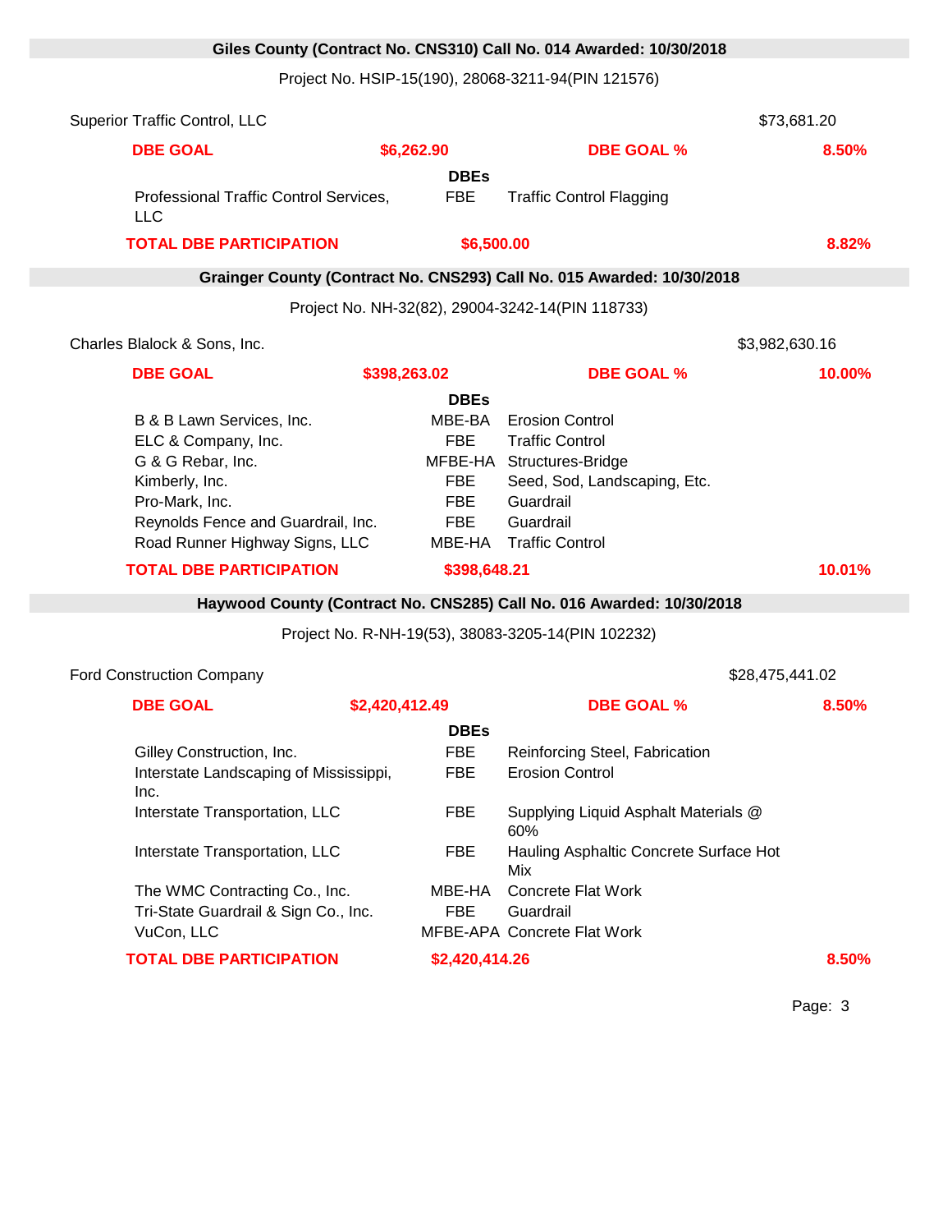## Giles County (Contract No. CNS310) Call No. 014 Awarded: 10/30/2018

Project No. HSIP-15(190), 28068-3211-94(PIN 121576)

Superior Traffic Control, LLC — $73,681.20

**DBE GOAL** **$6,262.90** **DBE GOAL %** **8.50%**

| DBEs | | |
|---|---|---|
| Professional Traffic Control Services, LLC | FBE | Traffic Control Flagging |

**TOTAL DBE PARTICIPATION** **$6,500.00** **8.82%**

## Grainger County (Contract No. CNS293) Call No. 015 Awarded: 10/30/2018

Project No. NH-32(82), 29004-3242-14(PIN 118733)

Charles Blalock & Sons, Inc. — $3,982,630.16

**DBE GOAL** **$398,263.02** **DBE GOAL %** **10.00%**

| DBEs | | |
|---|---|---|
| B & B Lawn Services, Inc. | MBE-BA | Erosion Control |
| ELC & Company, Inc. | FBE | Traffic Control |
| G & G Rebar, Inc. | MFBE-HA | Structures-Bridge |
| Kimberly, Inc. | FBE | Seed, Sod, Landscaping, Etc. |
| Pro-Mark, Inc. | FBE | Guardrail |
| Reynolds Fence and Guardrail, Inc. | FBE | Guardrail |
| Road Runner Highway Signs, LLC | MBE-HA | Traffic Control |

**TOTAL DBE PARTICIPATION** **$398,648.21** **10.01%**

## Haywood County (Contract No. CNS285) Call No. 016 Awarded: 10/30/2018

Project No. R-NH-19(53), 38083-3205-14(PIN 102232)

Ford Construction Company — $28,475,441.02

**DBE GOAL** **$2,420,412.49** **DBE GOAL %** **8.50%**

| DBEs | | |
|---|---|---|
| Gilley Construction, Inc. | FBE | Reinforcing Steel, Fabrication |
| Interstate Landscaping of Mississippi, Inc. | FBE | Erosion Control |
| Interstate Transportation, LLC | FBE | Supplying Liquid Asphalt Materials @ 60% |
| Interstate Transportation, LLC | FBE | Hauling Asphaltic Concrete Surface Hot Mix |
| The WMC Contracting Co., Inc. | MBE-HA | Concrete Flat Work |
| Tri-State Guardrail & Sign Co., Inc. | FBE | Guardrail |
| VuCon, LLC | MFBE-APA | Concrete Flat Work |

**TOTAL DBE PARTICIPATION** **$2,420,414.26** **8.50%**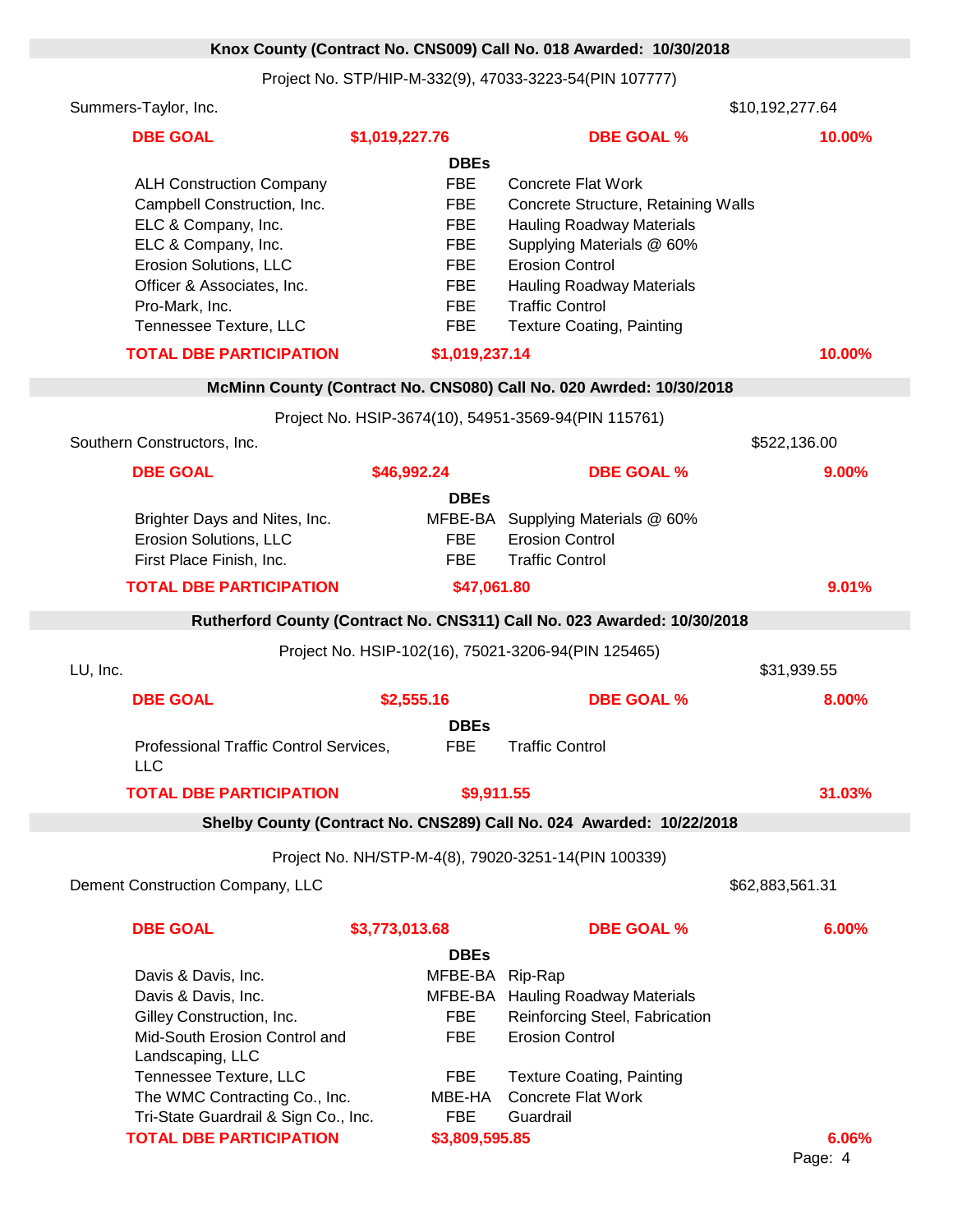## Knox County (Contract No. CNS009) Call No. 018 Awarded: 10/30/2018

Project No. STP/HIP-M-332(9), 47033-3223-54(PIN 107777)

Summers-Taylor, Inc. — $10,192,277.64

**DBE GOAL** **$1,019,227.76** **DBE GOAL %** **10.00%**

| DBEs | | |
|---|---|---|
| ALH Construction Company | FBE | Concrete Flat Work |
| Campbell Construction, Inc. | FBE | Concrete Structure, Retaining Walls |
| ELC & Company, Inc. | FBE | Hauling Roadway Materials |
| ELC & Company, Inc. | FBE | Supplying Materials @ 60% |
| Erosion Solutions, LLC | FBE | Erosion Control |
| Officer & Associates, Inc. | FBE | Hauling Roadway Materials |
| Pro-Mark, Inc. | FBE | Traffic Control |
| Tennessee Texture, LLC | FBE | Texture Coating, Painting |

**TOTAL DBE PARTICIPATION** **$1,019,237.14** **10.00%**

## McMinn County (Contract No. CNS080) Call No. 020 Awrded: 10/30/2018

Project No. HSIP-3674(10), 54951-3569-94(PIN 115761)

Southern Constructors, Inc. — $522,136.00

**DBE GOAL** **$46,992.24** **DBE GOAL %** **9.00%**

| DBEs | | |
|---|---|---|
| Brighter Days and Nites, Inc. | MFBE-BA | Supplying Materials @ 60% |
| Erosion Solutions, LLC | FBE | Erosion Control |
| First Place Finish, Inc. | FBE | Traffic Control |

**TOTAL DBE PARTICIPATION** **$47,061.80** **9.01%**

## Rutherford County (Contract No. CNS311) Call No. 023 Awarded: 10/30/2018

Project No. HSIP-102(16), 75021-3206-94(PIN 125465)

LU, Inc. — $31,939.55

**DBE GOAL** **$2,555.16** **DBE GOAL %** **8.00%**

| DBEs | | |
|---|---|---|
| Professional Traffic Control Services, LLC | FBE | Traffic Control |

**TOTAL DBE PARTICIPATION** **$9,911.55** **31.03%**

## Shelby County (Contract No. CNS289) Call No. 024 Awarded: 10/22/2018

Project No. NH/STP-M-4(8), 79020-3251-14(PIN 100339)

Dement Construction Company, LLC — $62,883,561.31

**DBE GOAL** **$3,773,013.68** **DBE GOAL %** **6.00%**

| DBEs | | |
|---|---|---|
| Davis & Davis, Inc. | MFBE-BA | Rip-Rap |
| Davis & Davis, Inc. | MFBE-BA | Hauling Roadway Materials |
| Gilley Construction, Inc. | FBE | Reinforcing Steel, Fabrication |
| Mid-South Erosion Control and Landscaping, LLC | FBE | Erosion Control |
| Tennessee Texture, LLC | FBE | Texture Coating, Painting |
| The WMC Contracting Co., Inc. | MBE-HA | Concrete Flat Work |
| Tri-State Guardrail & Sign Co., Inc. | FBE | Guardrail |

**TOTAL DBE PARTICIPATION** **$3,809,595.85** **6.06%**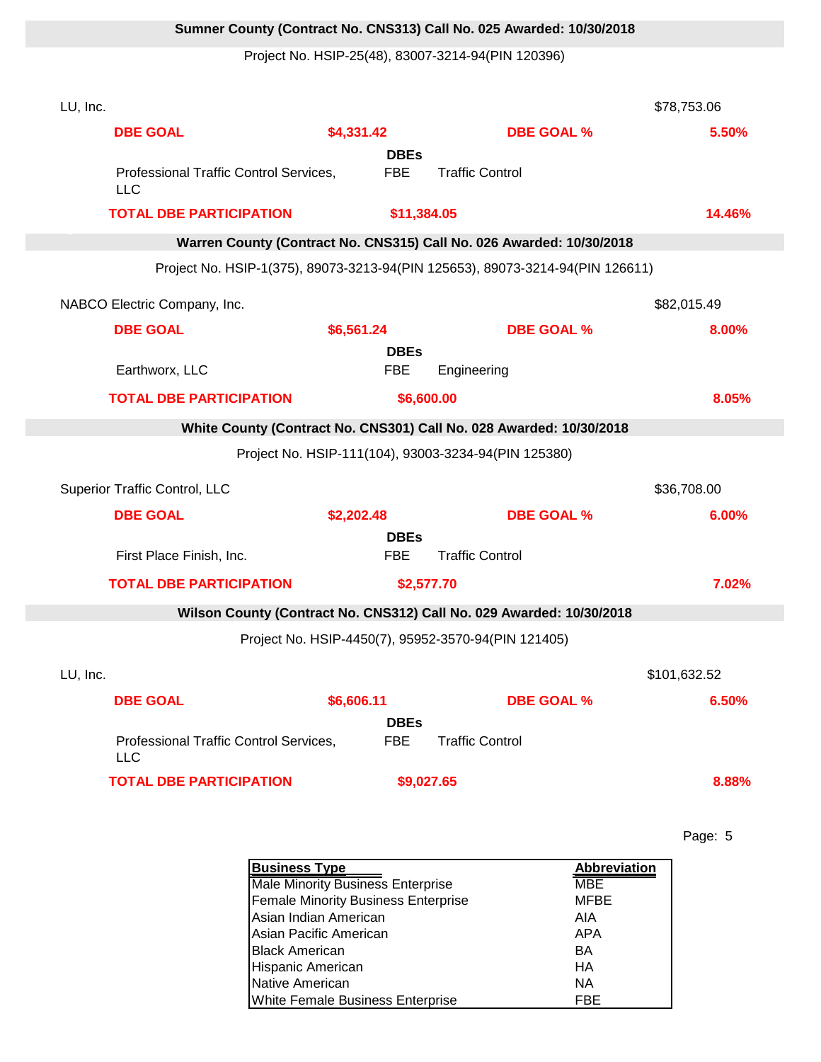**Sumner County (Contract No. CNS313) Call No. 025 Awarded: 10/30/2018**

Project No. HSIP-25(48), 83007-3214-94(PIN 120396)

| | | | |
|---|---|---|---|
| LU, Inc. | | | $78,753.06 |
| **DBE GOAL** | **$4,331.42** | **DBE GOAL %** | **5.50%** |
| | **DBEs** | | |
| Professional Traffic Control Services, LLC | FBE | Traffic Control | |
| **TOTAL DBE PARTICIPATION** | **$11,384.05** | | **14.46%** |

**Warren County (Contract No. CNS315) Call No. 026 Awarded: 10/30/2018**

Project No. HSIP-1(375), 89073-3213-94(PIN 125653), 89073-3214-94(PIN 126611)

| | | | |
|---|---|---|---|
| NABCO Electric Company, Inc. | | | $82,015.49 |
| **DBE GOAL** | **$6,561.24** | **DBE GOAL %** | **8.00%** |
| | **DBEs** | | |
| Earthworx, LLC | FBE | Engineering | |
| **TOTAL DBE PARTICIPATION** | **$6,600.00** | | **8.05%** |

**White County (Contract No. CNS301) Call No. 028 Awarded: 10/30/2018**

Project No. HSIP-111(104), 93003-3234-94(PIN 125380)

| | | | |
|---|---|---|---|
| Superior Traffic Control, LLC | | | $36,708.00 |
| **DBE GOAL** | **$2,202.48** | **DBE GOAL %** | **6.00%** |
| | **DBEs** | | |
| First Place Finish, Inc. | FBE | Traffic Control | |
| **TOTAL DBE PARTICIPATION** | **$2,577.70** | | **7.02%** |

**Wilson County (Contract No. CNS312) Call No. 029 Awarded: 10/30/2018**

Project No. HSIP-4450(7), 95952-3570-94(PIN 121405)

| | | | |
|---|---|---|---|
| LU, Inc. | | | $101,632.52 |
| **DBE GOAL** | **$6,606.11** | **DBE GOAL %** | **6.50%** |
| | **DBEs** | | |
| Professional Traffic Control Services, LLC | FBE | Traffic Control | |
| **TOTAL DBE PARTICIPATION** | **$9,027.65** | | **8.88%** |

| Business Type | Abbreviation |
|---|---|
| Male Minority Business Enterprise | MBE |
| Female Minority Business Enterprise | MFBE |
| Asian Indian American | AIA |
| Asian Pacific American | APA |
| Black American | BA |
| Hispanic American | HA |
| Native American | NA |
| White Female Business Enterprise | FBE |